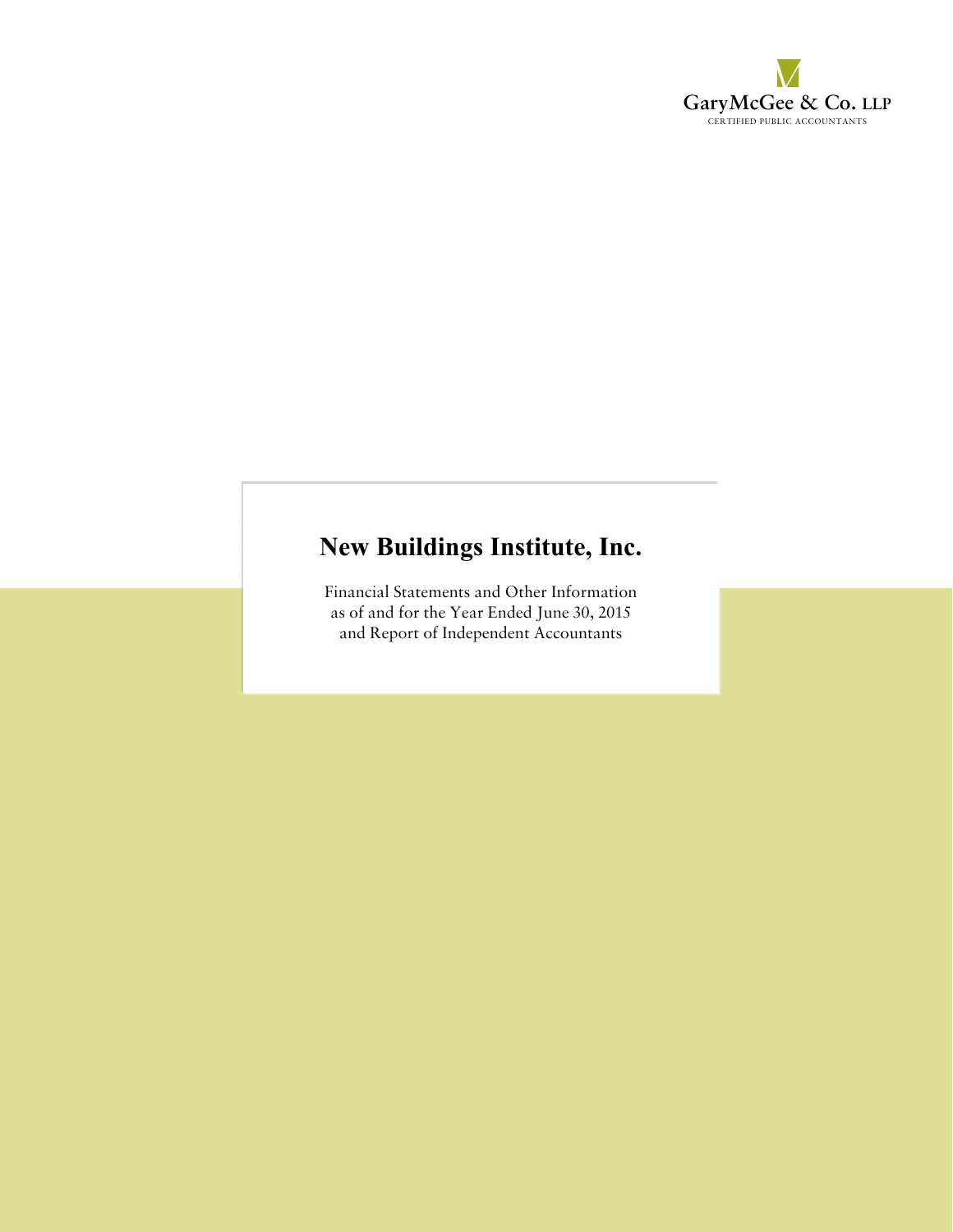GaryMcGee & Co. LLP

CERTIFIED PUBLIC ACCOUNTANTS

# New Buildings Institute, Inc.

Financial Statements and Other Information
as of and for the Year Ended June 30, 2015
and Report of Independent Accountants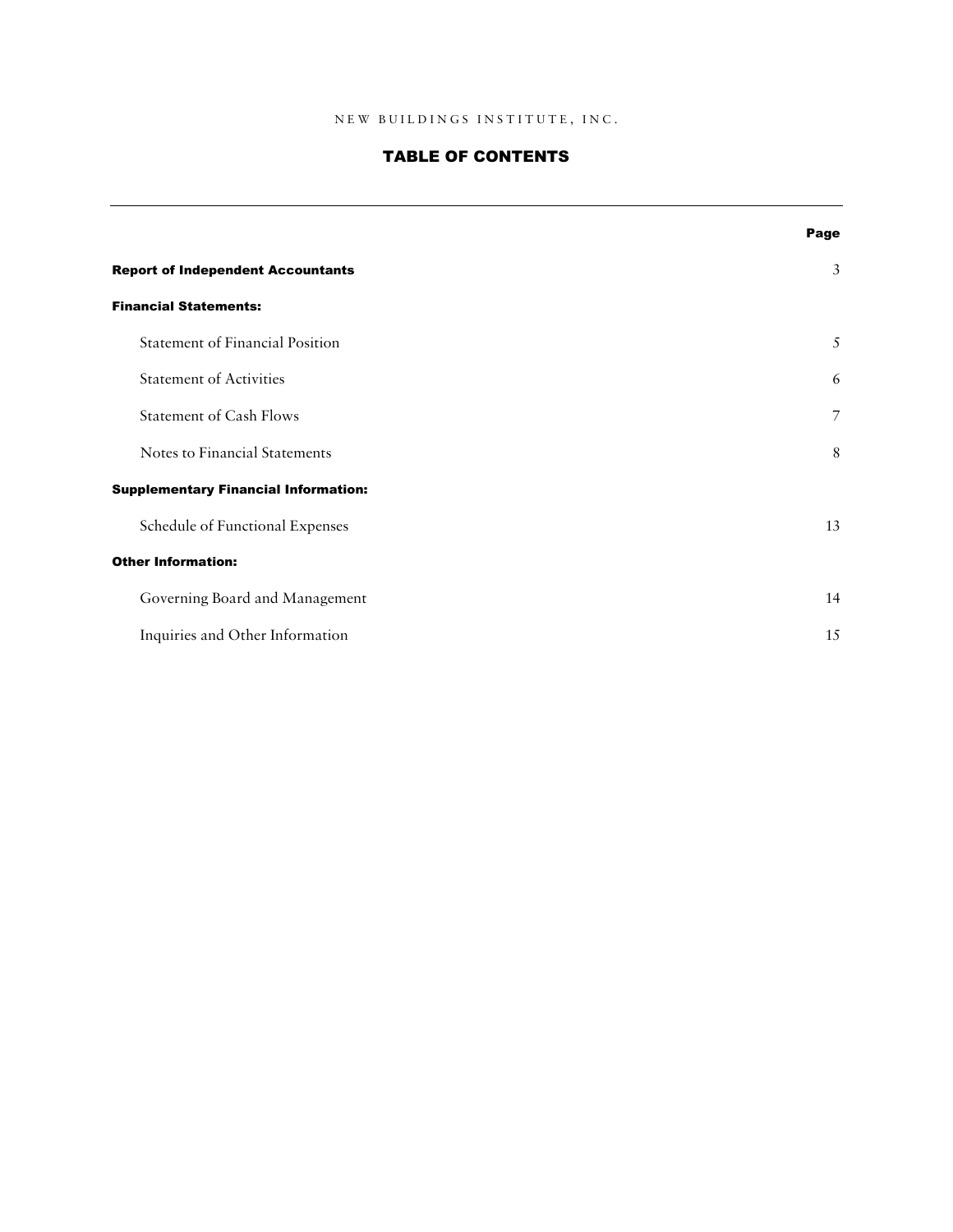NEW BUILDINGS INSTITUTE, INC.

# TABLE OF CONTENTS

| | Page |
|---|---|
| **Report of Independent Accountants** | 3 |
| **Financial Statements:** | |
| Statement of Financial Position | 5 |
| Statement of Activities | 6 |
| Statement of Cash Flows | 7 |
| Notes to Financial Statements | 8 |
| **Supplementary Financial Information:** | |
| Schedule of Functional Expenses | 13 |
| **Other Information:** | |
| Governing Board and Management | 14 |
| Inquiries and Other Information | 15 |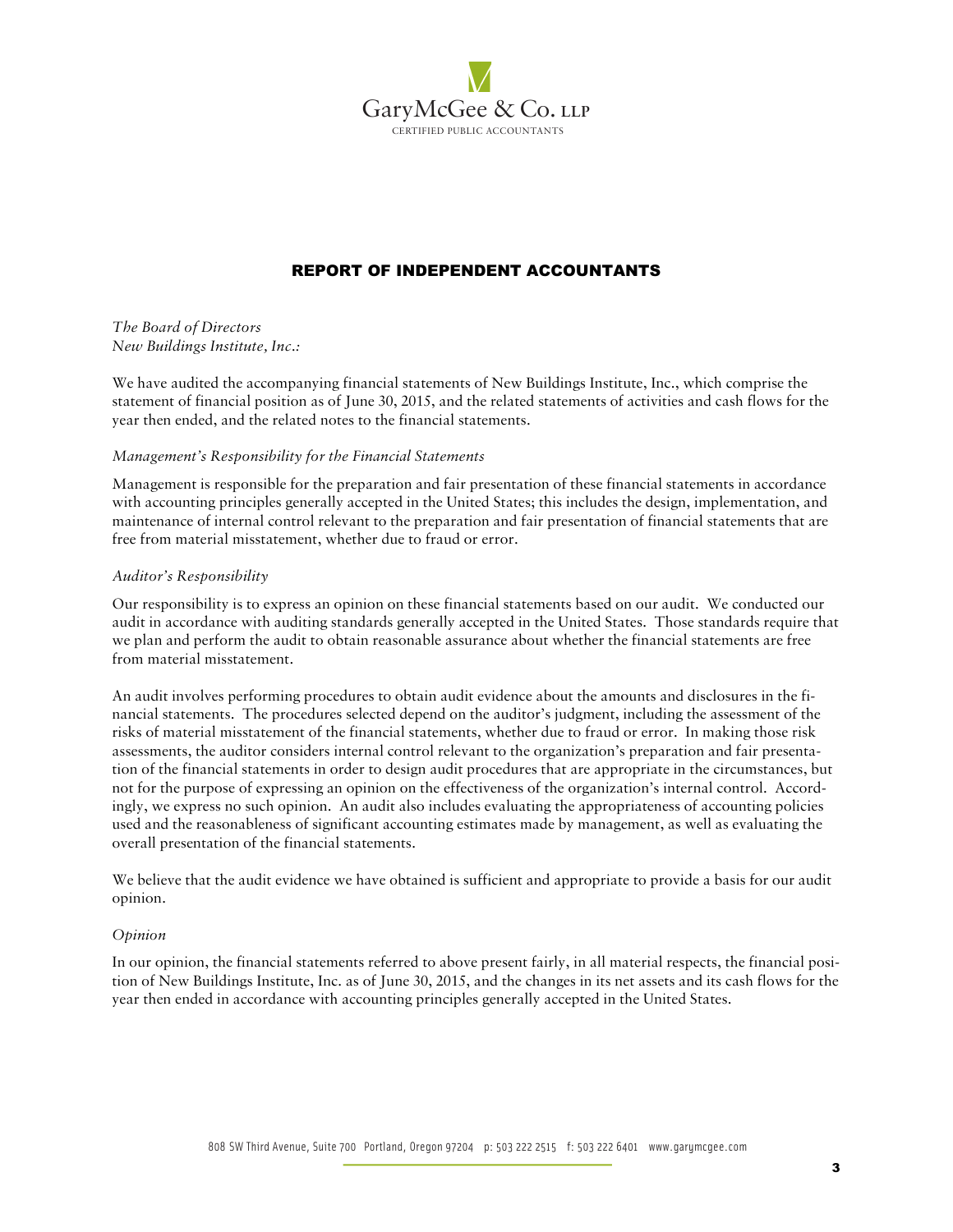GaryMcGee & Co. LLP

CERTIFIED PUBLIC ACCOUNTANTS

# REPORT OF INDEPENDENT ACCOUNTANTS

*The Board of Directors*
*New Buildings Institute, Inc.:*

We have audited the accompanying financial statements of New Buildings Institute, Inc., which comprise the statement of financial position as of June 30, 2015, and the related statements of activities and cash flows for the year then ended, and the related notes to the financial statements.

*Management's Responsibility for the Financial Statements*

Management is responsible for the preparation and fair presentation of these financial statements in accordance with accounting principles generally accepted in the United States; this includes the design, implementation, and maintenance of internal control relevant to the preparation and fair presentation of financial statements that are free from material misstatement, whether due to fraud or error.

*Auditor's Responsibility*

Our responsibility is to express an opinion on these financial statements based on our audit. We conducted our audit in accordance with auditing standards generally accepted in the United States. Those standards require that we plan and perform the audit to obtain reasonable assurance about whether the financial statements are free from material misstatement.

An audit involves performing procedures to obtain audit evidence about the amounts and disclosures in the financial statements. The procedures selected depend on the auditor's judgment, including the assessment of the risks of material misstatement of the financial statements, whether due to fraud or error. In making those risk assessments, the auditor considers internal control relevant to the organization's preparation and fair presentation of the financial statements in order to design audit procedures that are appropriate in the circumstances, but not for the purpose of expressing an opinion on the effectiveness of the organization's internal control. Accordingly, we express no such opinion. An audit also includes evaluating the appropriateness of accounting policies used and the reasonableness of significant accounting estimates made by management, as well as evaluating the overall presentation of the financial statements.

We believe that the audit evidence we have obtained is sufficient and appropriate to provide a basis for our audit opinion.

*Opinion*

In our opinion, the financial statements referred to above present fairly, in all material respects, the financial position of New Buildings Institute, Inc. as of June 30, 2015, and the changes in its net assets and its cash flows for the year then ended in accordance with accounting principles generally accepted in the United States.

808 SW Third Avenue, Suite 700 Portland, Oregon 97204 p: 503 222 2515 f: 503 222 6401 www.garymcgee.com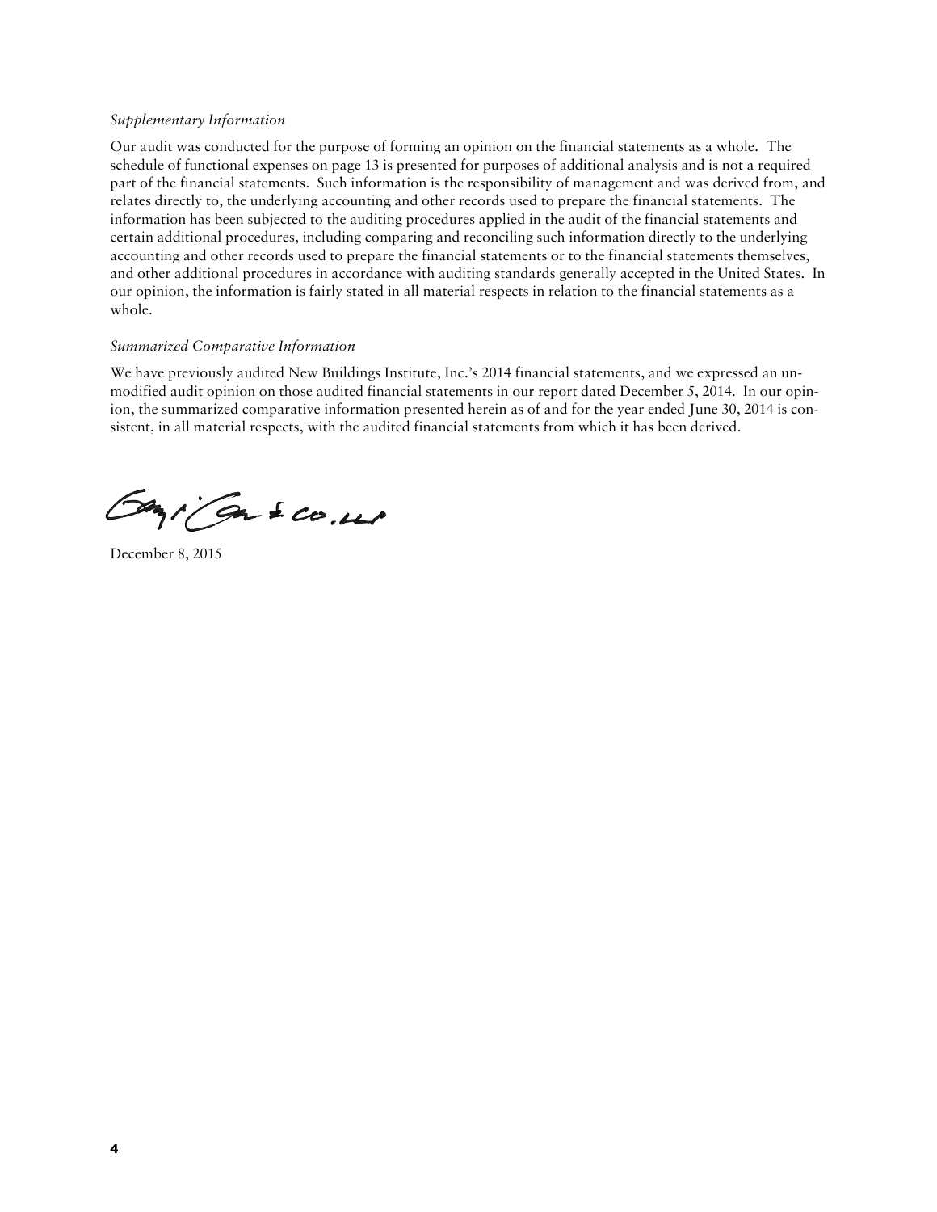*Supplementary Information*

Our audit was conducted for the purpose of forming an opinion on the financial statements as a whole. The schedule of functional expenses on page 13 is presented for purposes of additional analysis and is not a required part of the financial statements. Such information is the responsibility of management and was derived from, and relates directly to, the underlying accounting and other records used to prepare the financial statements. The information has been subjected to the auditing procedures applied in the audit of the financial statements and certain additional procedures, including comparing and reconciling such information directly to the underlying accounting and other records used to prepare the financial statements or to the financial statements themselves, and other additional procedures in accordance with auditing standards generally accepted in the United States. In our opinion, the information is fairly stated in all material respects in relation to the financial statements as a whole.

*Summarized Comparative Information*

We have previously audited New Buildings Institute, Inc.'s 2014 financial statements, and we expressed an unmodified audit opinion on those audited financial statements in our report dated December 5, 2014. In our opinion, the summarized comparative information presented herein as of and for the year ended June 30, 2014 is consistent, in all material respects, with the audited financial statements from which it has been derived.

December 8, 2015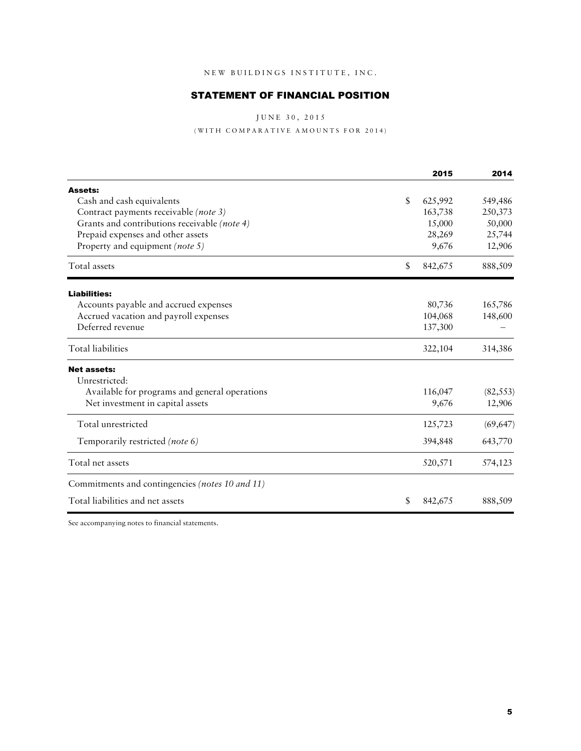NEW BUILDINGS INSTITUTE, INC.

## STATEMENT OF FINANCIAL POSITION

JUNE 30, 2015

(WITH COMPARATIVE AMOUNTS FOR 2014)

| | | 2015 | 2014 |
|---|---|---|---|
| **Assets:** | | | |
| Cash and cash equivalents | $ | 625,992 | 549,486 |
| Contract payments receivable *(note 3)* | | 163,738 | 250,373 |
| Grants and contributions receivable *(note 4)* | | 15,000 | 50,000 |
| Prepaid expenses and other assets | | 28,269 | 25,744 |
| Property and equipment *(note 5)* | | 9,676 | 12,906 |
| Total assets | $ | 842,675 | 888,509 |
| **Liabilities:** | | | |
| Accounts payable and accrued expenses | | 80,736 | 165,786 |
| Accrued vacation and payroll expenses | | 104,068 | 148,600 |
| Deferred revenue | | 137,300 | – |
| Total liabilities | | 322,104 | 314,386 |
| **Net assets:** | | | |
| Unrestricted: | | | |
| Available for programs and general operations | | 116,047 | (82,553) |
| Net investment in capital assets | | 9,676 | 12,906 |
| Total unrestricted | | 125,723 | (69,647) |
| Temporarily restricted *(note 6)* | | 394,848 | 643,770 |
| Total net assets | | 520,571 | 574,123 |
| Commitments and contingencies *(notes 10 and 11)* | | | |
| Total liabilities and net assets | $ | 842,675 | 888,509 |

See accompanying notes to financial statements.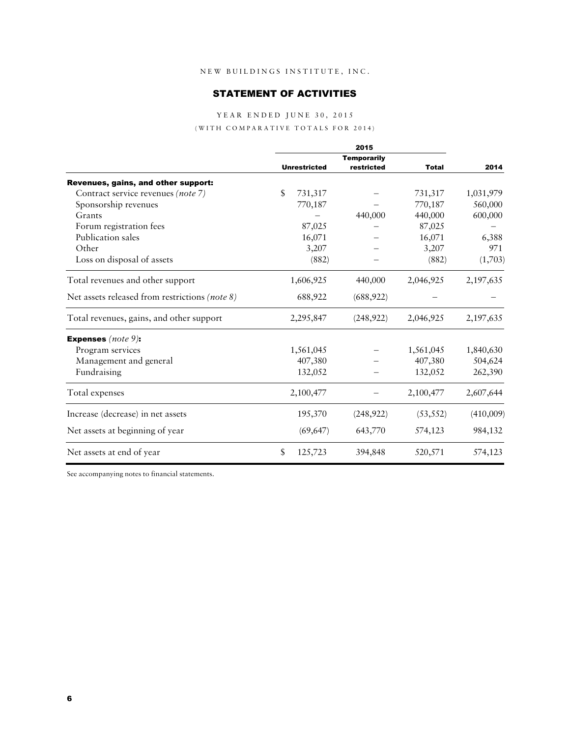NEW BUILDINGS INSTITUTE, INC.

## STATEMENT OF ACTIVITIES

YEAR ENDED JUNE 30, 2015

(WITH COMPARATIVE TOTALS FOR 2014)

| | 2015 | | | |
|---|---|---|---|---|
| | Unrestricted | Temporarily restricted | Total | 2014 |
| **Revenues, gains, and other support:** | | | | |
| Contract service revenues *(note 7)* | $ 731,317 | – | 731,317 | 1,031,979 |
| Sponsorship revenues | 770,187 | – | 770,187 | 560,000 |
| Grants | – | 440,000 | 440,000 | 600,000 |
| Forum registration fees | 87,025 | – | 87,025 | – |
| Publication sales | 16,071 | – | 16,071 | 6,388 |
| Other | 3,207 | – | 3,207 | 971 |
| Loss on disposal of assets | (882) | – | (882) | (1,703) |
| Total revenues and other support | 1,606,925 | 440,000 | 2,046,925 | 2,197,635 |
| Net assets released from restrictions *(note 8)* | 688,922 | (688,922) | – | – |
| Total revenues, gains, and other support | 2,295,847 | (248,922) | 2,046,925 | 2,197,635 |
| **Expenses** *(note 9)*: | | | | |
| Program services | 1,561,045 | – | 1,561,045 | 1,840,630 |
| Management and general | 407,380 | – | 407,380 | 504,624 |
| Fundraising | 132,052 | – | 132,052 | 262,390 |
| Total expenses | 2,100,477 | – | 2,100,477 | 2,607,644 |
| Increase (decrease) in net assets | 195,370 | (248,922) | (53,552) | (410,009) |
| Net assets at beginning of year | (69,647) | 643,770 | 574,123 | 984,132 |
| Net assets at end of year | $ 125,723 | 394,848 | 520,571 | 574,123 |

See accompanying notes to financial statements.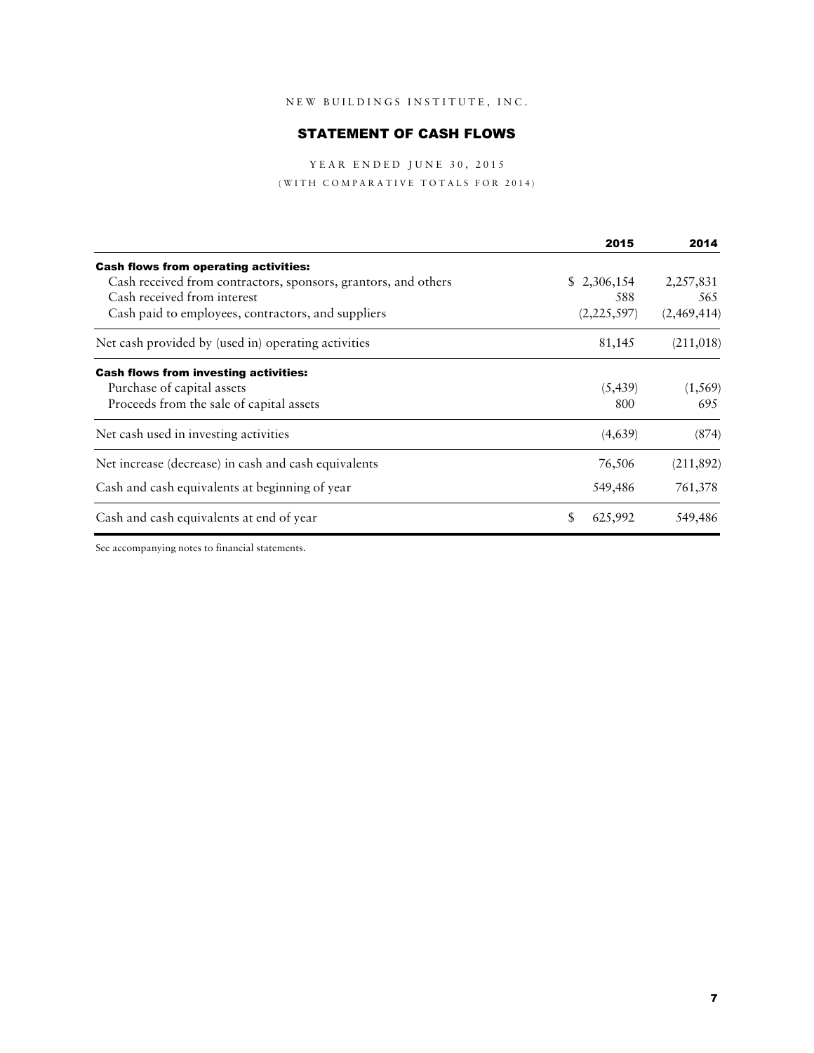NEW BUILDINGS INSTITUTE, INC.

## STATEMENT OF CASH FLOWS

YEAR ENDED JUNE 30, 2015

(WITH COMPARATIVE TOTALS FOR 2014)

| | 2015 | 2014 |
|---|---|---|
| **Cash flows from operating activities:** | | |
| Cash received from contractors, sponsors, grantors, and others | $ 2,306,154 | 2,257,831 |
| Cash received from interest | 588 | 565 |
| Cash paid to employees, contractors, and suppliers | (2,225,597) | (2,469,414) |
| Net cash provided by (used in) operating activities | 81,145 | (211,018) |
| **Cash flows from investing activities:** | | |
| Purchase of capital assets | (5,439) | (1,569) |
| Proceeds from the sale of capital assets | 800 | 695 |
| Net cash used in investing activities | (4,639) | (874) |
| Net increase (decrease) in cash and cash equivalents | 76,506 | (211,892) |
| Cash and cash equivalents at beginning of year | 549,486 | 761,378 |
| Cash and cash equivalents at end of year | $ 625,992 | 549,486 |

See accompanying notes to financial statements.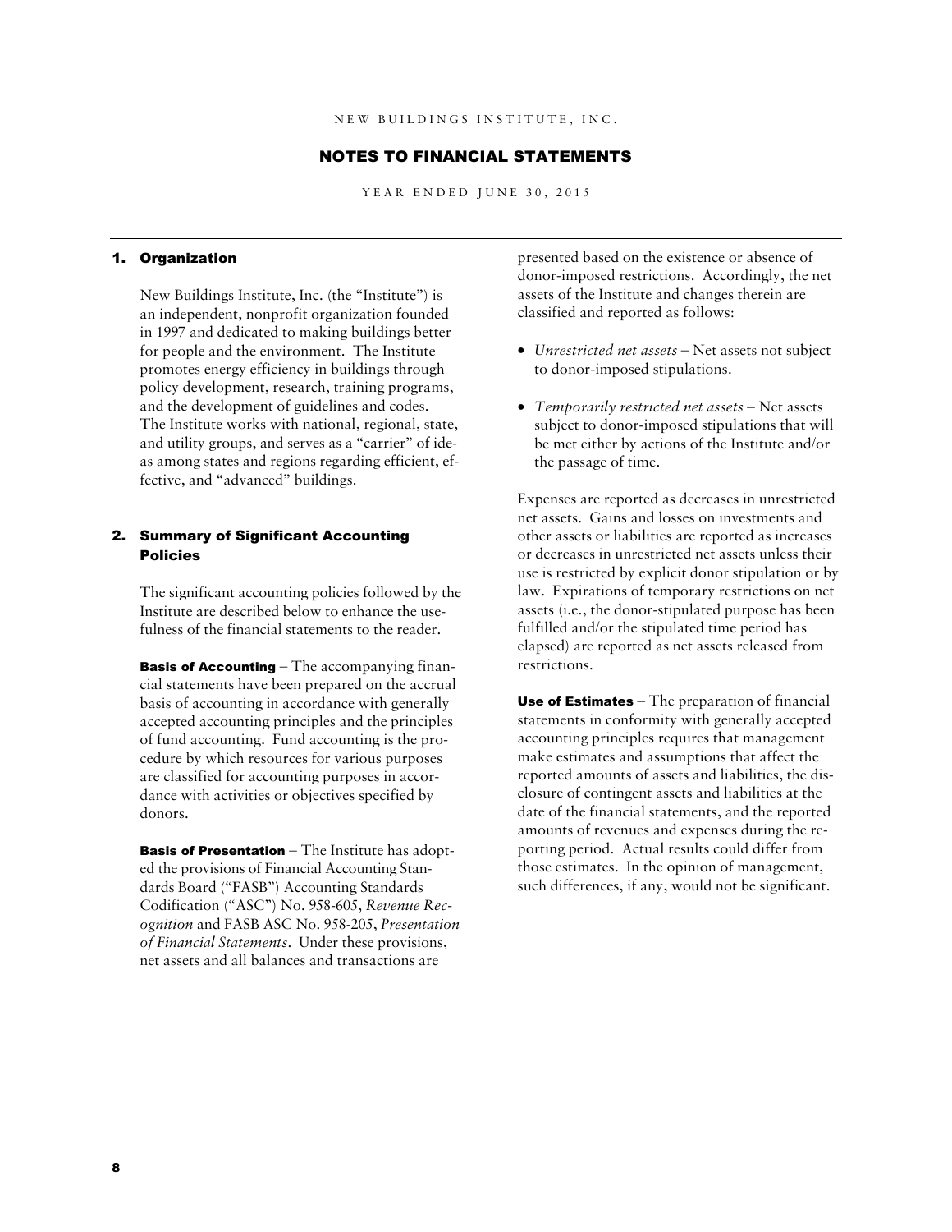NEW BUILDINGS INSTITUTE, INC.

# NOTES TO FINANCIAL STATEMENTS

YEAR ENDED JUNE 30, 2015

## 1. Organization

New Buildings Institute, Inc. (the "Institute") is an independent, nonprofit organization founded in 1997 and dedicated to making buildings better for people and the environment. The Institute promotes energy efficiency in buildings through policy development, research, training programs, and the development of guidelines and codes. The Institute works with national, regional, state, and utility groups, and serves as a "carrier" of ideas among states and regions regarding efficient, effective, and "advanced" buildings.

## 2. Summary of Significant Accounting Policies

The significant accounting policies followed by the Institute are described below to enhance the usefulness of the financial statements to the reader.

**Basis of Accounting** – The accompanying financial statements have been prepared on the accrual basis of accounting in accordance with generally accepted accounting principles and the principles of fund accounting. Fund accounting is the procedure by which resources for various purposes are classified for accounting purposes in accordance with activities or objectives specified by donors.

**Basis of Presentation** – The Institute has adopted the provisions of Financial Accounting Standards Board ("FASB") Accounting Standards Codification ("ASC") No. 958-605, *Revenue Recognition* and FASB ASC No. 958-205, *Presentation of Financial Statements*. Under these provisions, net assets and all balances and transactions are presented based on the existence or absence of donor-imposed restrictions. Accordingly, the net assets of the Institute and changes therein are classified and reported as follows:

- *Unrestricted net assets* – Net assets not subject to donor-imposed stipulations.
- *Temporarily restricted net assets* – Net assets subject to donor-imposed stipulations that will be met either by actions of the Institute and/or the passage of time.

Expenses are reported as decreases in unrestricted net assets. Gains and losses on investments and other assets or liabilities are reported as increases or decreases in unrestricted net assets unless their use is restricted by explicit donor stipulation or by law. Expirations of temporary restrictions on net assets (i.e., the donor-stipulated purpose has been fulfilled and/or the stipulated time period has elapsed) are reported as net assets released from restrictions.

**Use of Estimates** – The preparation of financial statements in conformity with generally accepted accounting principles requires that management make estimates and assumptions that affect the reported amounts of assets and liabilities, the disclosure of contingent assets and liabilities at the date of the financial statements, and the reported amounts of revenues and expenses during the reporting period. Actual results could differ from those estimates. In the opinion of management, such differences, if any, would not be significant.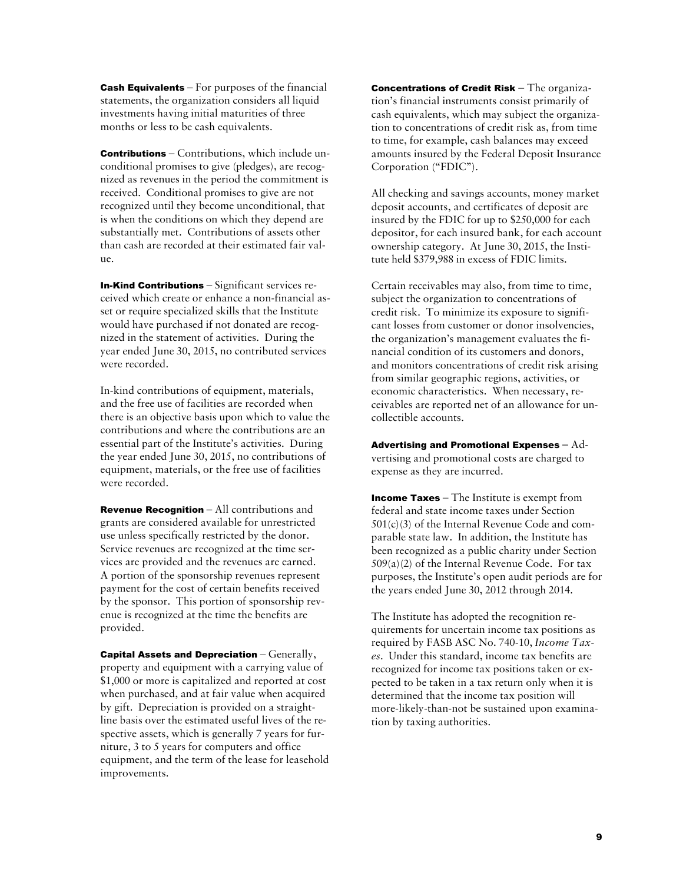**Cash Equivalents** – For purposes of the financial statements, the organization considers all liquid investments having initial maturities of three months or less to be cash equivalents.

**Contributions** – Contributions, which include unconditional promises to give (pledges), are recognized as revenues in the period the commitment is received. Conditional promises to give are not recognized until they become unconditional, that is when the conditions on which they depend are substantially met. Contributions of assets other than cash are recorded at their estimated fair value.

**In-Kind Contributions** – Significant services received which create or enhance a non-financial asset or require specialized skills that the Institute would have purchased if not donated are recognized in the statement of activities. During the year ended June 30, 2015, no contributed services were recorded.

In-kind contributions of equipment, materials, and the free use of facilities are recorded when there is an objective basis upon which to value the contributions and where the contributions are an essential part of the Institute's activities. During the year ended June 30, 2015, no contributions of equipment, materials, or the free use of facilities were recorded.

**Revenue Recognition** – All contributions and grants are considered available for unrestricted use unless specifically restricted by the donor. Service revenues are recognized at the time services are provided and the revenues are earned. A portion of the sponsorship revenues represent payment for the cost of certain benefits received by the sponsor. This portion of sponsorship revenue is recognized at the time the benefits are provided.

**Capital Assets and Depreciation** – Generally, property and equipment with a carrying value of $1,000 or more is capitalized and reported at cost when purchased, and at fair value when acquired by gift. Depreciation is provided on a straight-line basis over the estimated useful lives of the respective assets, which is generally 7 years for furniture, 3 to 5 years for computers and office equipment, and the term of the lease for leasehold improvements.

**Concentrations of Credit Risk** – The organization's financial instruments consist primarily of cash equivalents, which may subject the organization to concentrations of credit risk as, from time to time, for example, cash balances may exceed amounts insured by the Federal Deposit Insurance Corporation ("FDIC").

All checking and savings accounts, money market deposit accounts, and certificates of deposit are insured by the FDIC for up to $250,000 for each depositor, for each insured bank, for each account ownership category. At June 30, 2015, the Institute held $379,988 in excess of FDIC limits.

Certain receivables may also, from time to time, subject the organization to concentrations of credit risk. To minimize its exposure to significant losses from customer or donor insolvencies, the organization's management evaluates the financial condition of its customers and donors, and monitors concentrations of credit risk arising from similar geographic regions, activities, or economic characteristics. When necessary, receivables are reported net of an allowance for uncollectible accounts.

**Advertising and Promotional Expenses** – Advertising and promotional costs are charged to expense as they are incurred.

**Income Taxes** – The Institute is exempt from federal and state income taxes under Section 501(c)(3) of the Internal Revenue Code and comparable state law. In addition, the Institute has been recognized as a public charity under Section 509(a)(2) of the Internal Revenue Code. For tax purposes, the Institute's open audit periods are for the years ended June 30, 2012 through 2014.

The Institute has adopted the recognition requirements for uncertain income tax positions as required by FASB ASC No. 740-10, *Income Taxes*. Under this standard, income tax benefits are recognized for income tax positions taken or expected to be taken in a tax return only when it is determined that the income tax position will more-likely-than-not be sustained upon examination by taxing authorities.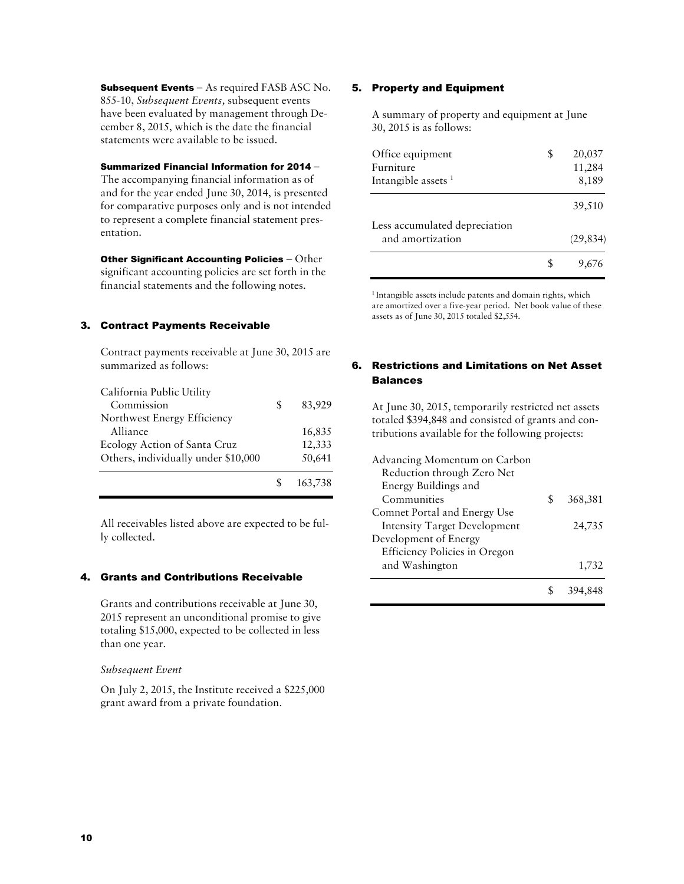**Subsequent Events** – As required FASB ASC No. 855-10, *Subsequent Events,* subsequent events have been evaluated by management through December 8, 2015, which is the date the financial statements were available to be issued.

**Summarized Financial Information for 2014** – The accompanying financial information as of and for the year ended June 30, 2014, is presented for comparative purposes only and is not intended to represent a complete financial statement presentation.

**Other Significant Accounting Policies** – Other significant accounting policies are set forth in the financial statements and the following notes.

## 3. Contract Payments Receivable

Contract payments receivable at June 30, 2015 are summarized as follows:

| | |
|---|---|
| California Public Utility Commission | $ 83,929 |
| Northwest Energy Efficiency Alliance | 16,835 |
| Ecology Action of Santa Cruz | 12,333 |
| Others, individually under $10,000 | 50,641 |
| | $ 163,738 |

All receivables listed above are expected to be fully collected.

## 4. Grants and Contributions Receivable

Grants and contributions receivable at June 30, 2015 represent an unconditional promise to give totaling $15,000, expected to be collected in less than one year.

*Subsequent Event*

On July 2, 2015, the Institute received a $225,000 grant award from a private foundation.

## 5. Property and Equipment

A summary of property and equipment at June 30, 2015 is as follows:

| | |
|---|---|
| Office equipment | $ 20,037 |
| Furniture | 11,284 |
| Intangible assets [1] | 8,189 |
| | 39,510 |
| Less accumulated depreciation and amortization | (29,834) |
| | $ 9,676 |

[1] Intangible assets include patents and domain rights, which are amortized over a five-year period. Net book value of these assets as of June 30, 2015 totaled $2,554.

## 6. Restrictions and Limitations on Net Asset Balances

At June 30, 2015, temporarily restricted net assets totaled $394,848 and consisted of grants and contributions available for the following projects:

| | |
|---|---|
| Advancing Momentum on Carbon Reduction through Zero Net Energy Buildings and Communities | $ 368,381 |
| Comnet Portal and Energy Use Intensity Target Development | 24,735 |
| Development of Energy Efficiency Policies in Oregon and Washington | 1,732 |
| | $ 394,848 |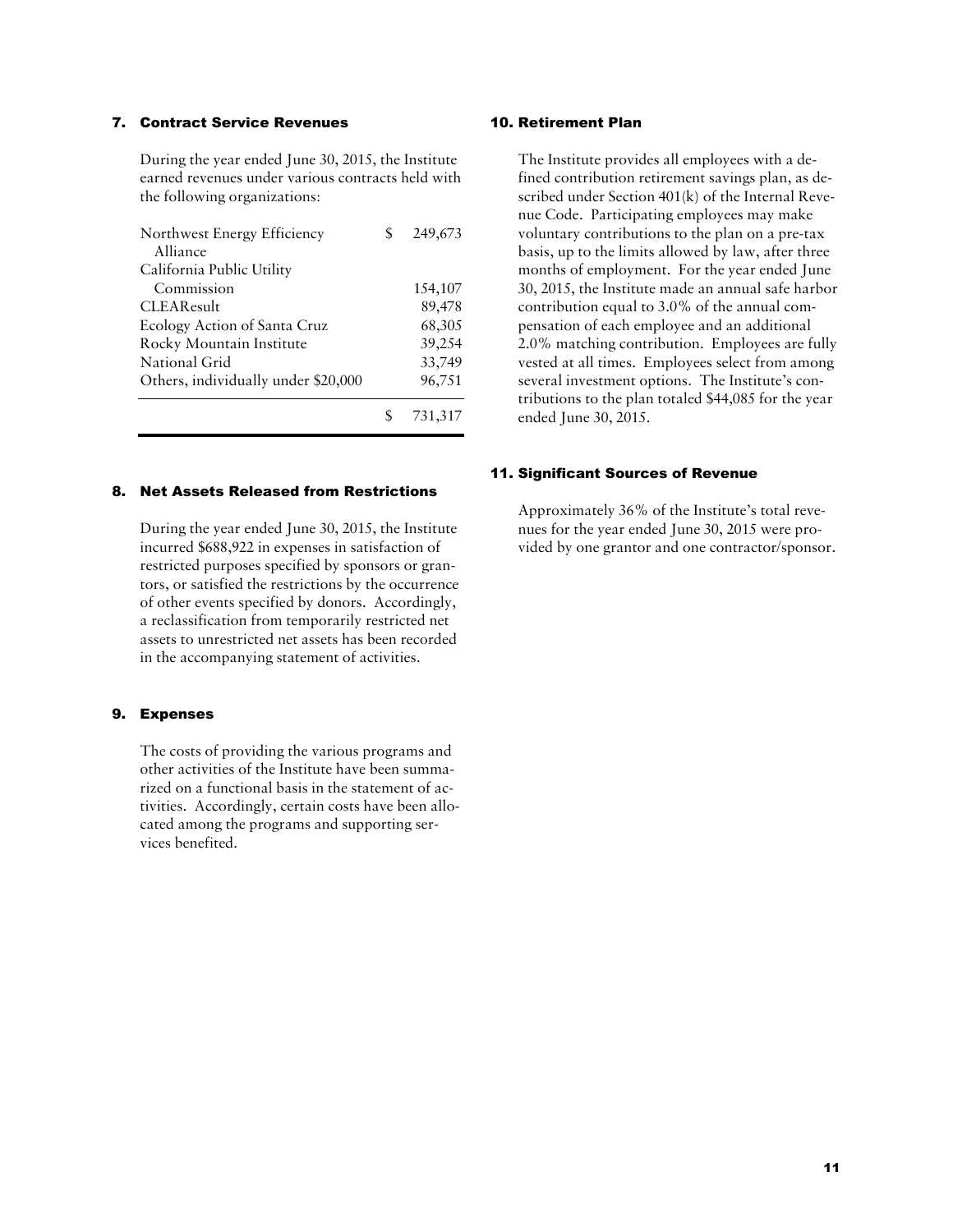## 7. Contract Service Revenues

During the year ended June 30, 2015, the Institute earned revenues under various contracts held with the following organizations:

| Organization | Amount |
|---|---|
| Northwest Energy Efficiency Alliance | $ 249,673 |
| California Public Utility Commission | 154,107 |
| CLEAResult | 89,478 |
| Ecology Action of Santa Cruz | 68,305 |
| Rocky Mountain Institute | 39,254 |
| National Grid | 33,749 |
| Others, individually under $20,000 | 96,751 |
| | $ 731,317 |

## 8. Net Assets Released from Restrictions

During the year ended June 30, 2015, the Institute incurred $688,922 in expenses in satisfaction of restricted purposes specified by sponsors or grantors, or satisfied the restrictions by the occurrence of other events specified by donors. Accordingly, a reclassification from temporarily restricted net assets to unrestricted net assets has been recorded in the accompanying statement of activities.

## 9. Expenses

The costs of providing the various programs and other activities of the Institute have been summarized on a functional basis in the statement of activities. Accordingly, certain costs have been allocated among the programs and supporting services benefited.

## 10. Retirement Plan

The Institute provides all employees with a defined contribution retirement savings plan, as described under Section 401(k) of the Internal Revenue Code. Participating employees may make voluntary contributions to the plan on a pre-tax basis, up to the limits allowed by law, after three months of employment. For the year ended June 30, 2015, the Institute made an annual safe harbor contribution equal to 3.0% of the annual compensation of each employee and an additional 2.0% matching contribution. Employees are fully vested at all times. Employees select from among several investment options. The Institute's contributions to the plan totaled $44,085 for the year ended June 30, 2015.

## 11. Significant Sources of Revenue

Approximately 36% of the Institute's total revenues for the year ended June 30, 2015 were provided by one grantor and one contractor/sponsor.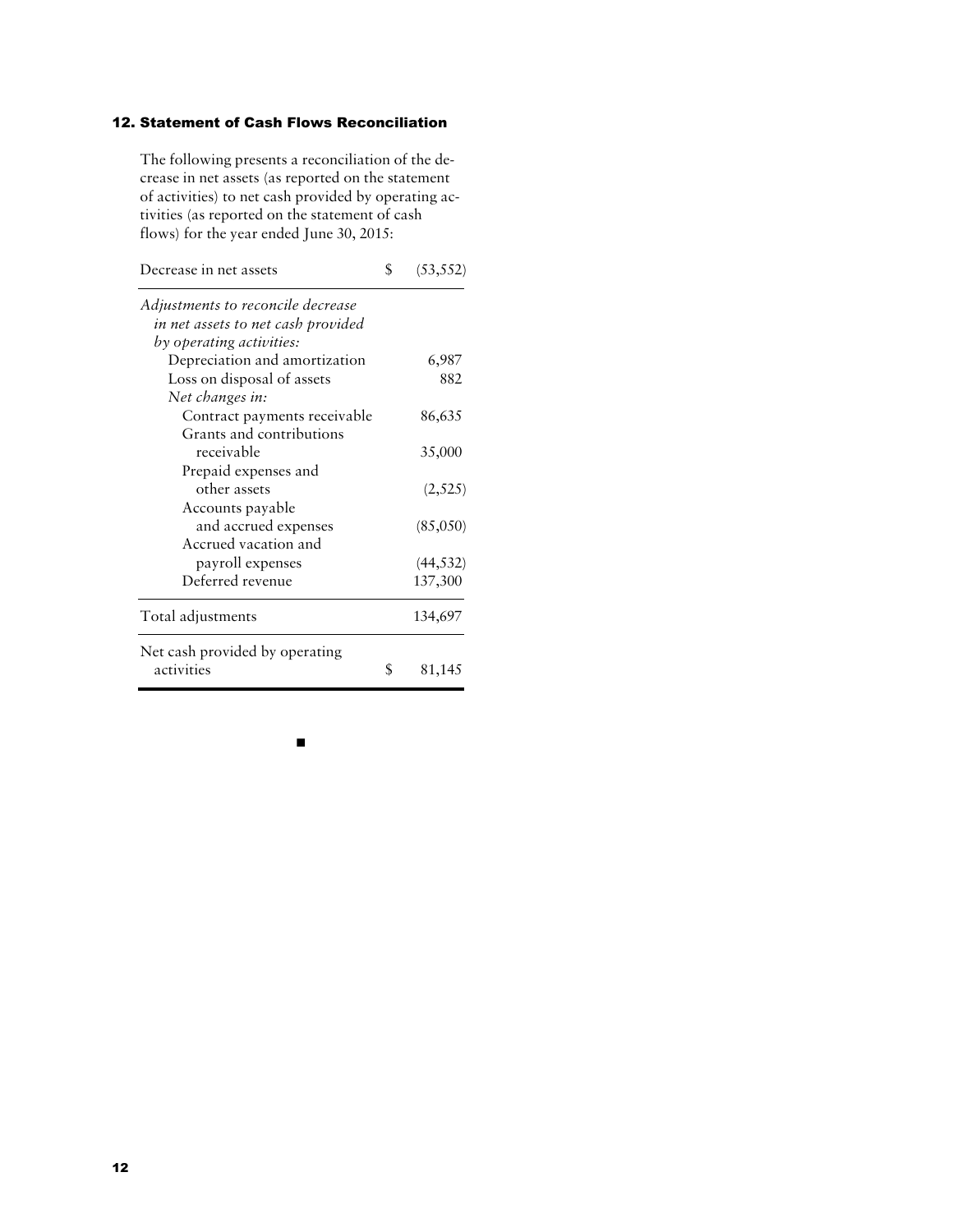## 12. Statement of Cash Flows Reconciliation

The following presents a reconciliation of the decrease in net assets (as reported on the statement of activities) to net cash provided by operating activities (as reported on the statement of cash flows) for the year ended June 30, 2015:

| | |
|---|---|
| Decrease in net assets | $ (53,552) |
| *Adjustments to reconcile decrease in net assets to net cash provided by operating activities:* | |
| Depreciation and amortization | 6,987 |
| Loss on disposal of assets | 882 |
| *Net changes in:* | |
| Contract payments receivable | 86,635 |
| Grants and contributions receivable | 35,000 |
| Prepaid expenses and other assets | (2,525) |
| Accounts payable and accrued expenses | (85,050) |
| Accrued vacation and payroll expenses | (44,532) |
| Deferred revenue | 137,300 |
| Total adjustments | 134,697 |
| Net cash provided by operating activities | $ 81,145 |

■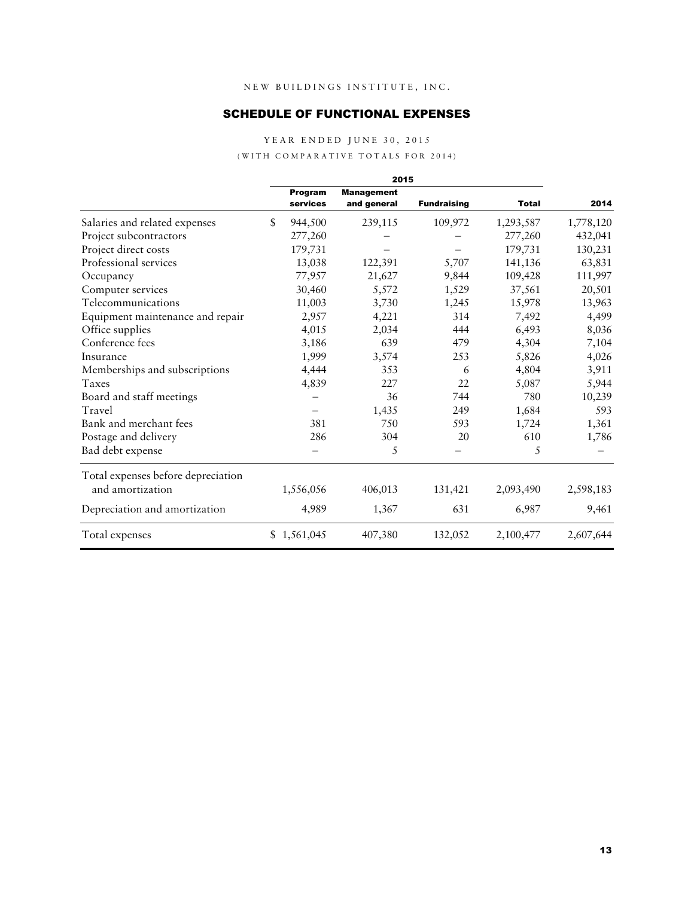NEW BUILDINGS INSTITUTE, INC.

## SCHEDULE OF FUNCTIONAL EXPENSES

YEAR ENDED JUNE 30, 2015

(WITH COMPARATIVE TOTALS FOR 2014)

| | 2015 | | | | |
|---|---|---|---|---|---|
| | Program services | Management and general | Fundraising | Total | 2014 |
| Salaries and related expenses | $ 944,500 | 239,115 | 109,972 | 1,293,587 | 1,778,120 |
| Project subcontractors | 277,260 | – | – | 277,260 | 432,041 |
| Project direct costs | 179,731 | – | – | 179,731 | 130,231 |
| Professional services | 13,038 | 122,391 | 5,707 | 141,136 | 63,831 |
| Occupancy | 77,957 | 21,627 | 9,844 | 109,428 | 111,997 |
| Computer services | 30,460 | 5,572 | 1,529 | 37,561 | 20,501 |
| Telecommunications | 11,003 | 3,730 | 1,245 | 15,978 | 13,963 |
| Equipment maintenance and repair | 2,957 | 4,221 | 314 | 7,492 | 4,499 |
| Office supplies | 4,015 | 2,034 | 444 | 6,493 | 8,036 |
| Conference fees | 3,186 | 639 | 479 | 4,304 | 7,104 |
| Insurance | 1,999 | 3,574 | 253 | 5,826 | 4,026 |
| Memberships and subscriptions | 4,444 | 353 | 6 | 4,804 | 3,911 |
| Taxes | 4,839 | 227 | 22 | 5,087 | 5,944 |
| Board and staff meetings | – | 36 | 744 | 780 | 10,239 |
| Travel | – | 1,435 | 249 | 1,684 | 593 |
| Bank and merchant fees | 381 | 750 | 593 | 1,724 | 1,361 |
| Postage and delivery | 286 | 304 | 20 | 610 | 1,786 |
| Bad debt expense | – | 5 | – | 5 | – |
| Total expenses before depreciation and amortization | 1,556,056 | 406,013 | 131,421 | 2,093,490 | 2,598,183 |
| Depreciation and amortization | 4,989 | 1,367 | 631 | 6,987 | 9,461 |
| Total expenses | $ 1,561,045 | 407,380 | 132,052 | 2,100,477 | 2,607,644 |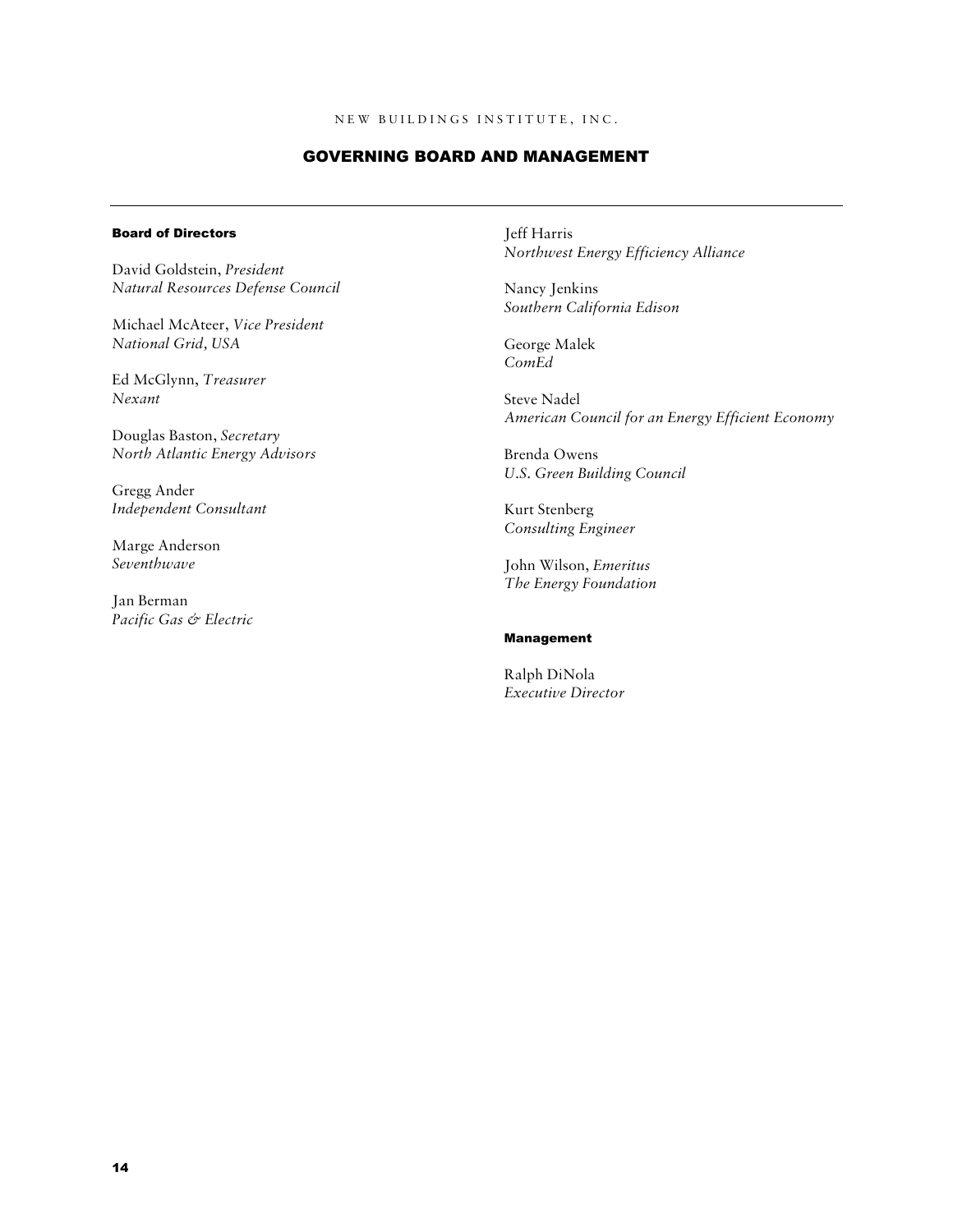NEW BUILDINGS INSTITUTE, INC.

## GOVERNING BOARD AND MANAGEMENT

### Board of Directors

David Goldstein, *President*
*Natural Resources Defense Council*

Michael McAteer, *Vice President*
*National Grid, USA*

Ed McGlynn, *Treasurer*
*Nexant*

Douglas Baston, *Secretary*
*North Atlantic Energy Advisors*

Gregg Ander
*Independent Consultant*

Marge Anderson
*Seventhwave*

Jan Berman
*Pacific Gas & Electric*

Jeff Harris
*Northwest Energy Efficiency Alliance*

Nancy Jenkins
*Southern California Edison*

George Malek
*ComEd*

Steve Nadel
*American Council for an Energy Efficient Economy*

Brenda Owens
*U.S. Green Building Council*

Kurt Stenberg
*Consulting Engineer*

John Wilson, *Emeritus*
*The Energy Foundation*

### Management

Ralph DiNola
*Executive Director*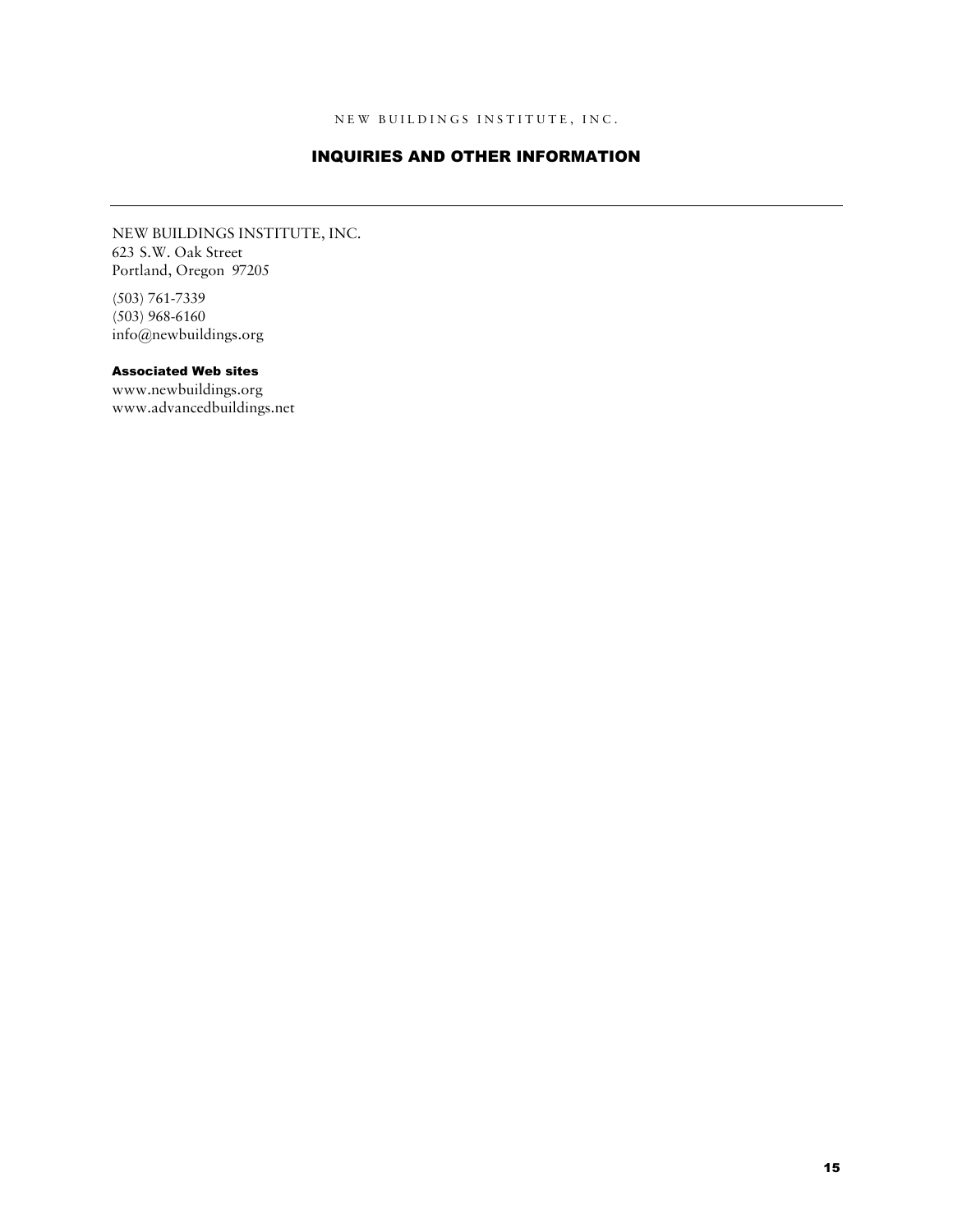## INQUIRIES AND OTHER INFORMATION

NEW BUILDINGS INSTITUTE, INC.
623 S.W. Oak Street
Portland, Oregon 97205

(503) 761-7339
(503) 968-6160
info@newbuildings.org

**Associated Web sites**
www.newbuildings.org
www.advancedbuildings.net